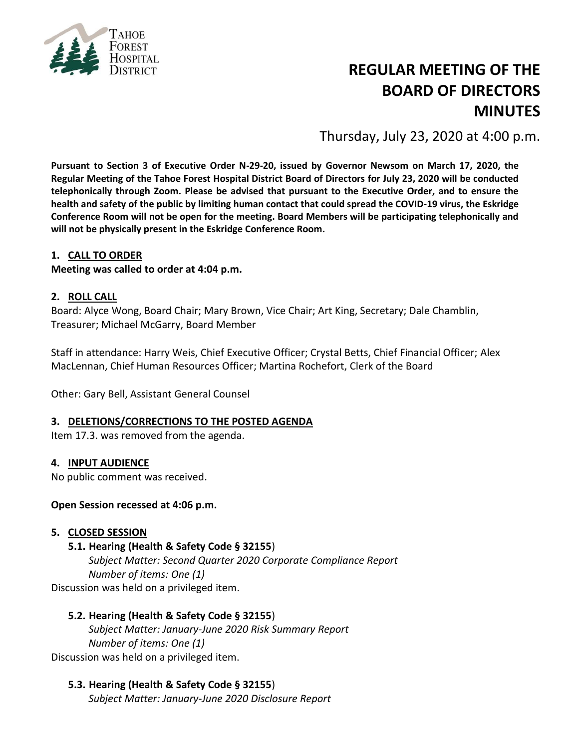Tahoe Forest Hospital District

# REGULAR MEETING OF THE BOARD OF DIRECTORS MINUTES

Thursday, July 23, 2020 at 4:00 p.m.

**Pursuant to Section 3 of Executive Order N-29-20, issued by Governor Newsom on March 17, 2020, the Regular Meeting of the Tahoe Forest Hospital District Board of Directors for July 23, 2020 will be conducted telephonically through Zoom. Please be advised that pursuant to the Executive Order, and to ensure the health and safety of the public by limiting human contact that could spread the COVID-19 virus, the Eskridge Conference Room will not be open for the meeting. Board Members will be participating telephonically and will not be physically present in the Eskridge Conference Room.**

## 1. CALL TO ORDER

**Meeting was called to order at 4:04 p.m.**

## 2. ROLL CALL

Board: Alyce Wong, Board Chair; Mary Brown, Vice Chair; Art King, Secretary; Dale Chamblin, Treasurer; Michael McGarry, Board Member

Staff in attendance: Harry Weis, Chief Executive Officer; Crystal Betts, Chief Financial Officer; Alex MacLennan, Chief Human Resources Officer; Martina Rochefort, Clerk of the Board

Other: Gary Bell, Assistant General Counsel

## 3. DELETIONS/CORRECTIONS TO THE POSTED AGENDA

Item 17.3. was removed from the agenda.

## 4. INPUT AUDIENCE

No public comment was received.

**Open Session recessed at 4:06 p.m.**

## 5. CLOSED SESSION

### 5.1. Hearing (Health & Safety Code § 32155)

*Subject Matter: Second Quarter 2020 Corporate Compliance Report*
*Number of items: One (1)*

Discussion was held on a privileged item.

### 5.2. Hearing (Health & Safety Code § 32155)

*Subject Matter: January-June 2020 Risk Summary Report*
*Number of items: One (1)*

Discussion was held on a privileged item.

### 5.3. Hearing (Health & Safety Code § 32155)

*Subject Matter: January-June 2020 Disclosure Report*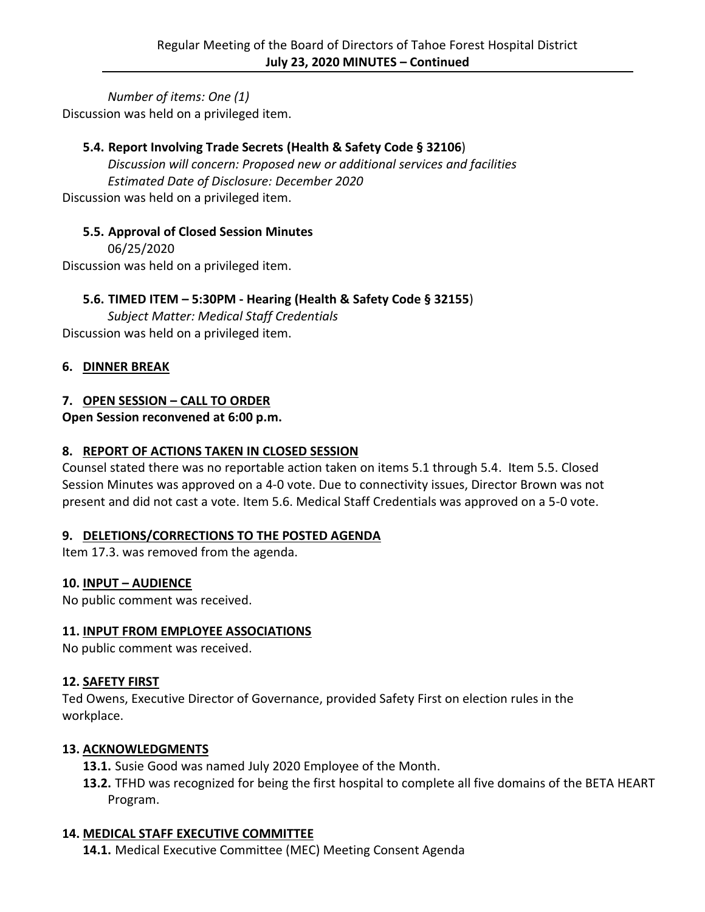*Number of items: One (1)*

Discussion was held on a privileged item.

**5.4. Report Involving Trade Secrets (Health & Safety Code § 32106**)

*Discussion will concern: Proposed new or additional services and facilities*

*Estimated Date of Disclosure: December 2020*

Discussion was held on a privileged item.

**5.5. Approval of Closed Session Minutes**

06/25/2020

Discussion was held on a privileged item.

**5.6. TIMED ITEM – 5:30PM - Hearing (Health & Safety Code § 32155**)

*Subject Matter: Medical Staff Credentials*

Discussion was held on a privileged item.

## 6. DINNER BREAK

## 7. OPEN SESSION – CALL TO ORDER

**Open Session reconvened at 6:00 p.m.**

## 8. REPORT OF ACTIONS TAKEN IN CLOSED SESSION

Counsel stated there was no reportable action taken on items 5.1 through 5.4. Item 5.5. Closed Session Minutes was approved on a 4-0 vote. Due to connectivity issues, Director Brown was not present and did not cast a vote. Item 5.6. Medical Staff Credentials was approved on a 5-0 vote.

## 9. DELETIONS/CORRECTIONS TO THE POSTED AGENDA

Item 17.3. was removed from the agenda.

## 10. INPUT – AUDIENCE

No public comment was received.

## 11. INPUT FROM EMPLOYEE ASSOCIATIONS

No public comment was received.

## 12. SAFETY FIRST

Ted Owens, Executive Director of Governance, provided Safety First on election rules in the workplace.

## 13. ACKNOWLEDGMENTS

**13.1.** Susie Good was named July 2020 Employee of the Month.

**13.2.** TFHD was recognized for being the first hospital to complete all five domains of the BETA HEART Program.

## 14. MEDICAL STAFF EXECUTIVE COMMITTEE

**14.1.** Medical Executive Committee (MEC) Meeting Consent Agenda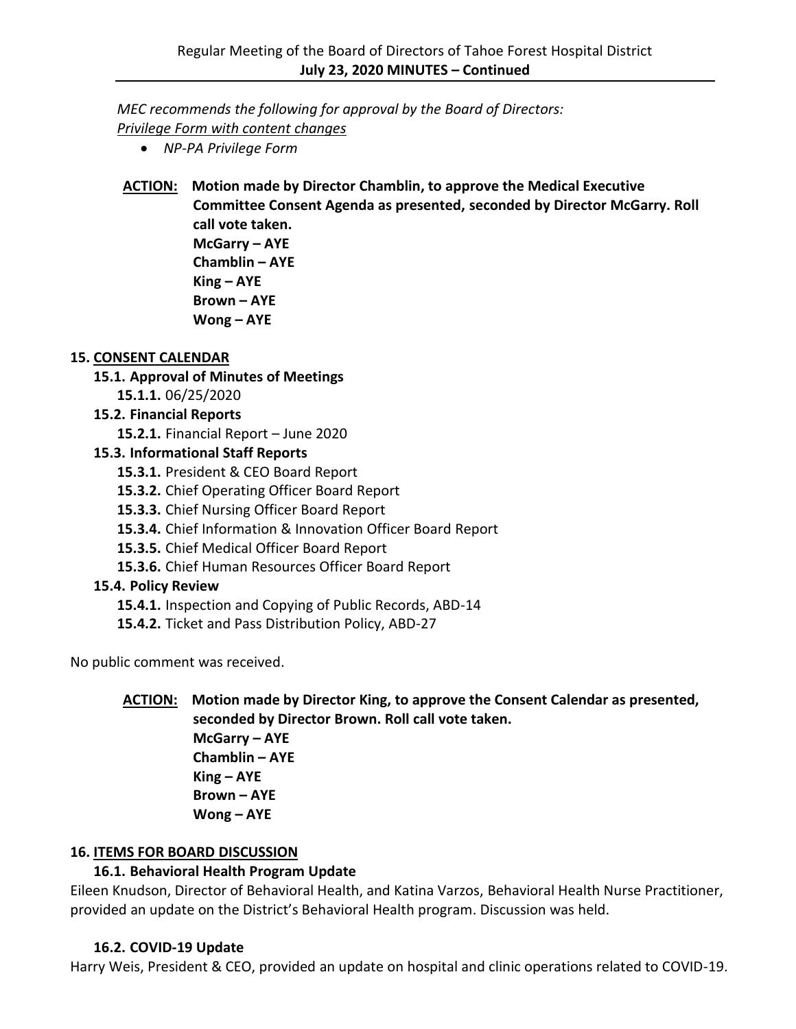*MEC recommends the following for approval by the Board of Directors:*
*Privilege Form with content changes*

- *NP-PA Privilege Form*

**ACTION: Motion made by Director Chamblin, to approve the Medical Executive Committee Consent Agenda as presented, seconded by Director McGarry. Roll call vote taken.**
**McGarry – AYE**
**Chamblin – AYE**
**King – AYE**
**Brown – AYE**
**Wong – AYE**

## 15. CONSENT CALENDAR

### 15.1. Approval of Minutes of Meetings

**15.1.1.** 06/25/2020

### 15.2. Financial Reports

**15.2.1.** Financial Report – June 2020

### 15.3. Informational Staff Reports

**15.3.1.** President & CEO Board Report
**15.3.2.** Chief Operating Officer Board Report
**15.3.3.** Chief Nursing Officer Board Report
**15.3.4.** Chief Information & Innovation Officer Board Report
**15.3.5.** Chief Medical Officer Board Report
**15.3.6.** Chief Human Resources Officer Board Report

### 15.4. Policy Review

**15.4.1.** Inspection and Copying of Public Records, ABD-14
**15.4.2.** Ticket and Pass Distribution Policy, ABD-27

No public comment was received.

**ACTION: Motion made by Director King, to approve the Consent Calendar as presented, seconded by Director Brown. Roll call vote taken.**
**McGarry – AYE**
**Chamblin – AYE**
**King – AYE**
**Brown – AYE**
**Wong – AYE**

## 16. ITEMS FOR BOARD DISCUSSION

### 16.1. Behavioral Health Program Update

Eileen Knudson, Director of Behavioral Health, and Katina Varzos, Behavioral Health Nurse Practitioner, provided an update on the District's Behavioral Health program. Discussion was held.

### 16.2. COVID-19 Update

Harry Weis, President & CEO, provided an update on hospital and clinic operations related to COVID-19.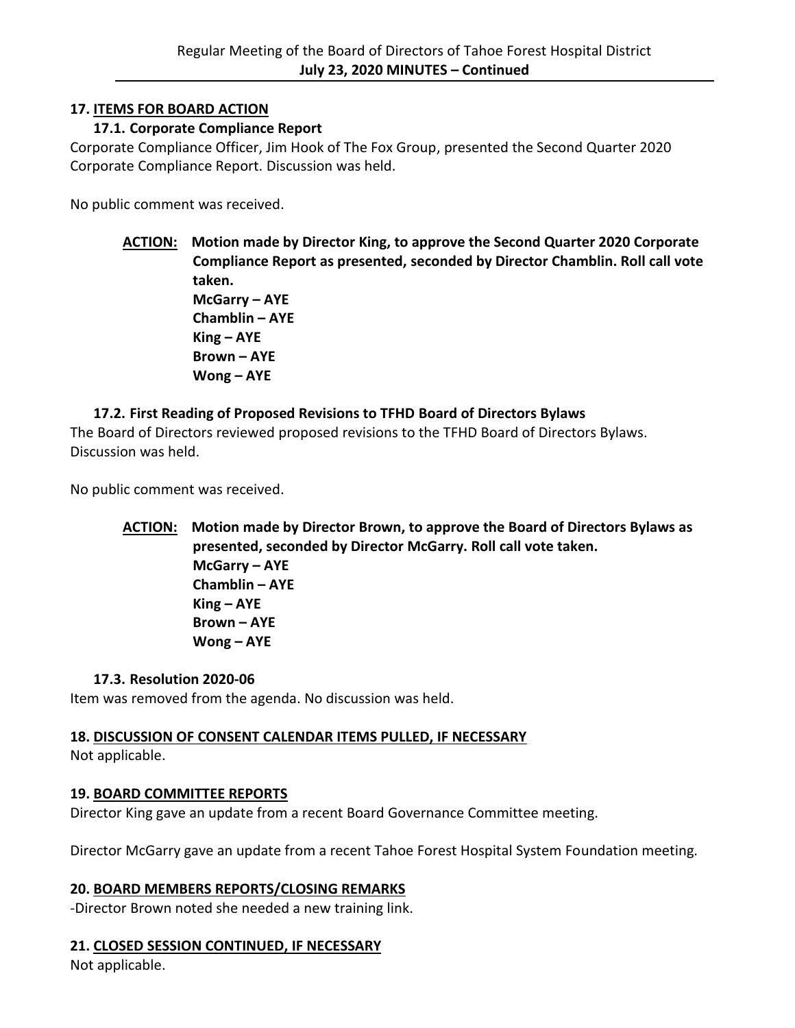## 17. ITEMS FOR BOARD ACTION

### 17.1. Corporate Compliance Report

Corporate Compliance Officer, Jim Hook of The Fox Group, presented the Second Quarter 2020 Corporate Compliance Report. Discussion was held.

No public comment was received.

**ACTION:** **Motion made by Director King, to approve the Second Quarter 2020 Corporate Compliance Report as presented, seconded by Director Chamblin. Roll call vote taken.**
**McGarry – AYE**
**Chamblin – AYE**
**King – AYE**
**Brown – AYE**
**Wong – AYE**

### 17.2. First Reading of Proposed Revisions to TFHD Board of Directors Bylaws

The Board of Directors reviewed proposed revisions to the TFHD Board of Directors Bylaws. Discussion was held.

No public comment was received.

**ACTION:** **Motion made by Director Brown, to approve the Board of Directors Bylaws as presented, seconded by Director McGarry. Roll call vote taken.**
**McGarry – AYE**
**Chamblin – AYE**
**King – AYE**
**Brown – AYE**
**Wong – AYE**

### 17.3. Resolution 2020-06

Item was removed from the agenda. No discussion was held.

## 18. DISCUSSION OF CONSENT CALENDAR ITEMS PULLED, IF NECESSARY

Not applicable.

## 19. BOARD COMMITTEE REPORTS

Director King gave an update from a recent Board Governance Committee meeting.

Director McGarry gave an update from a recent Tahoe Forest Hospital System Foundation meeting.

## 20. BOARD MEMBERS REPORTS/CLOSING REMARKS

-Director Brown noted she needed a new training link.

## 21. CLOSED SESSION CONTINUED, IF NECESSARY

Not applicable.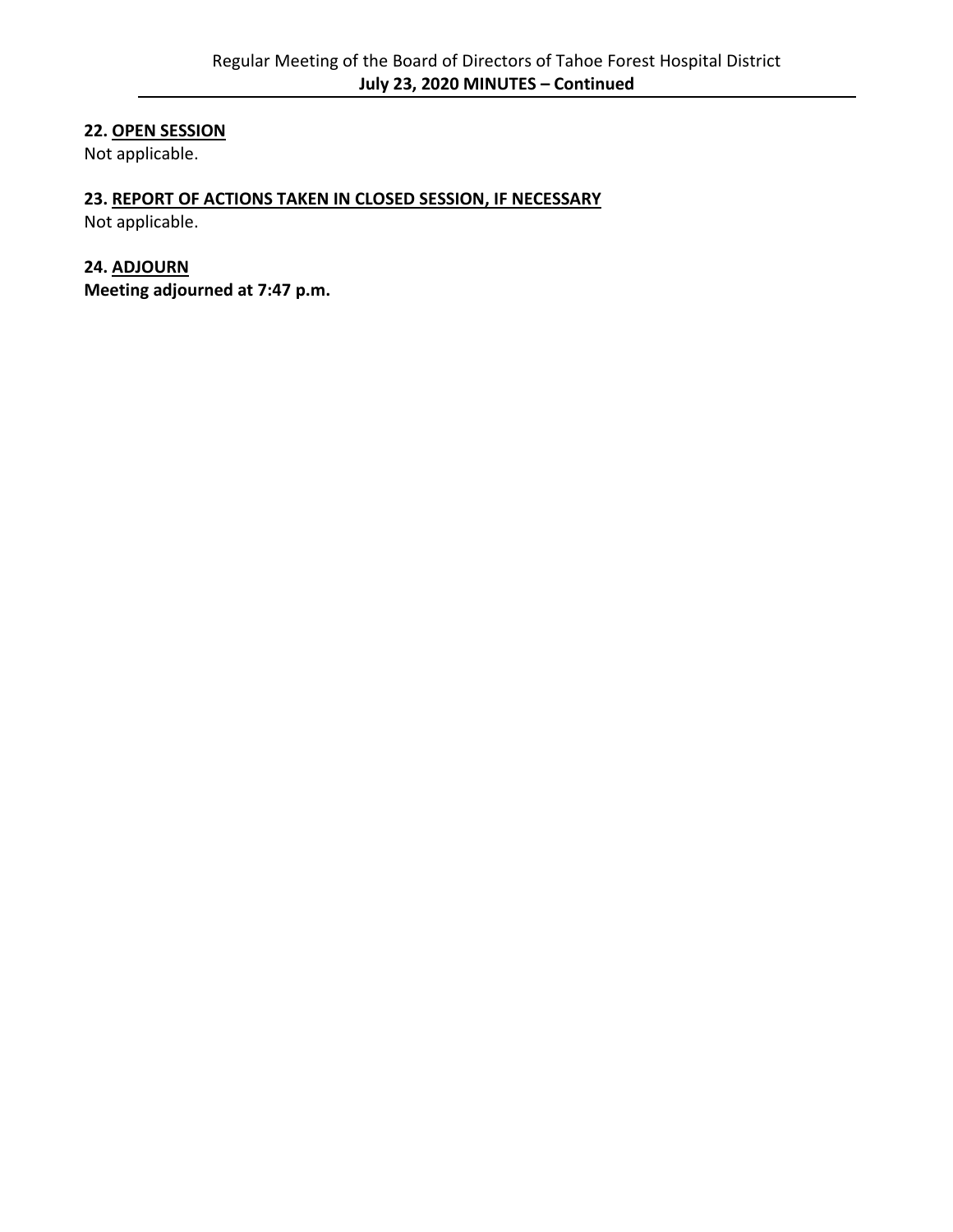**22. OPEN SESSION**
Not applicable.

**23. REPORT OF ACTIONS TAKEN IN CLOSED SESSION, IF NECESSARY**
Not applicable.

**24. ADJOURN**
**Meeting adjourned at 7:47 p.m.**